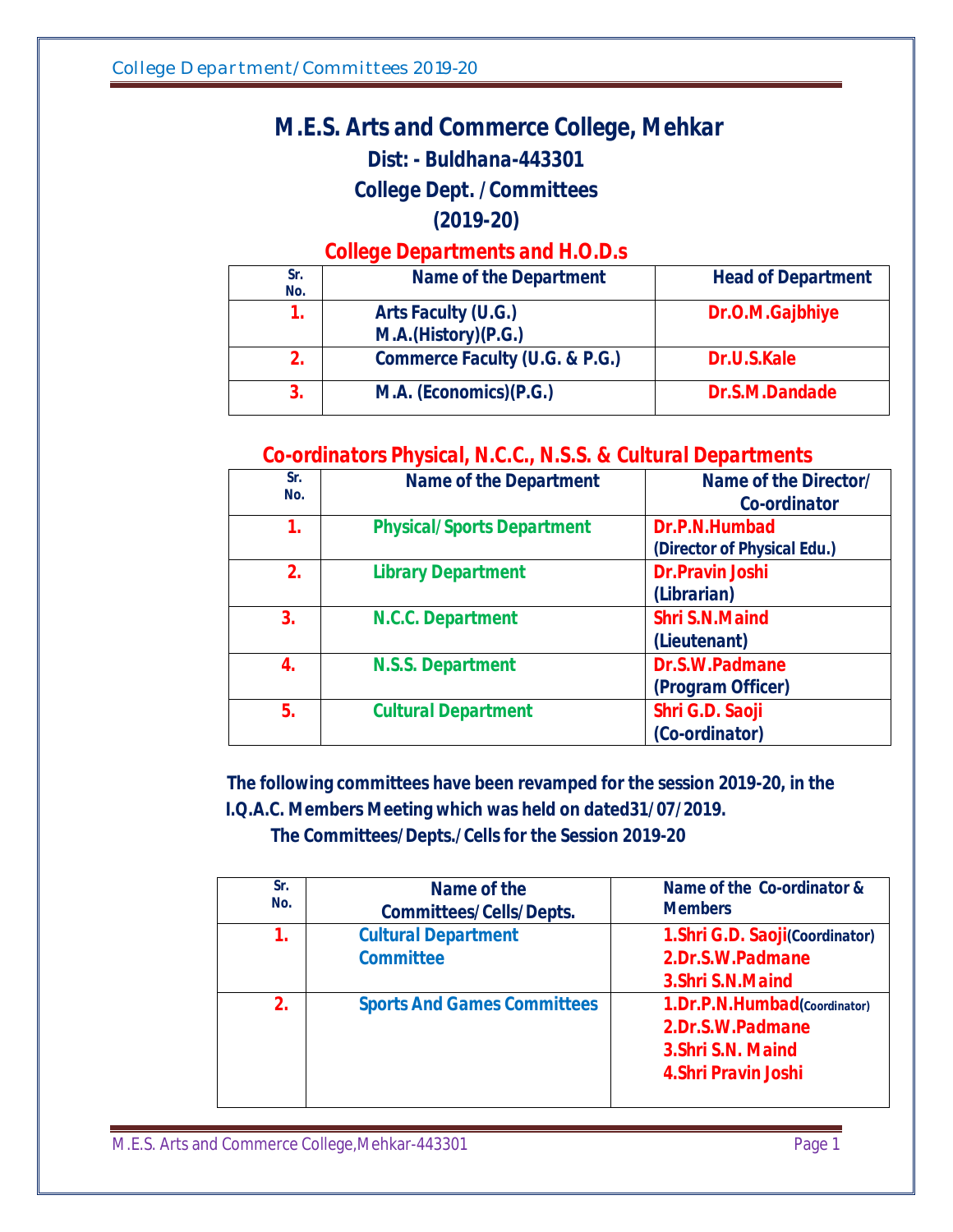# M.E.S. Arts and Commerce College, Mehkar

## Dist: - Buldhana-443301

## College Dept. /Committees

## (2019-20)

### College Departments and H.O.D.s

| Sr. No. | Name of the Department | Head of Department |
|---|---|---|
| 1. | Arts Faculty (U.G.) M.A.(History)(P.G.) | Dr.O.M.Gajbhiye |
| 2. | Commerce Faculty (U.G. & P.G.) | Dr.U.S.Kale |
| 3. | M.A. (Economics)(P.G.) | Dr.S.M.Dandade |

### Co-ordinators Physical, N.C.C., N.S.S. & Cultural Departments

| Sr. No. | Name of the Department | Name of the Director/ Co-ordinator |
|---|---|---|
| 1. | Physical/Sports Department | Dr.P.N.Humbad (Director of Physical Edu.) |
| 2. | Library Department | Dr.Pravin Joshi (Librarian) |
| 3. | N.C.C. Department | Shri S.N.Maind (Lieutenant) |
| 4. | N.S.S. Department | Dr.S.W.Padmane (Program Officer) |
| 5. | Cultural Department | Shri G.D. Saoji (Co-ordinator) |

**The following committees have been revamped for the session 2019-20, in the I.Q.A.C. Members Meeting which was held on dated31/07/2019.**

**The Committees/Depts./Cells for the Session 2019-20**

| Sr. No. | Name of the Committees/Cells/Depts. | Name of the Co-ordinator & Members |
|---|---|---|
| 1. | Cultural Department Committee | 1.Shri G.D. Saoji(Coordinator)<br>2.Dr.S.W.Padmane<br>3.Shri S.N.Maind |
| 2. | Sports And Games Committees | 1.Dr.P.N.Humbad(Coordinator)<br>2.Dr.S.W.Padmane<br>3.Shri S.N. Maind<br>4.Shri Pravin Joshi |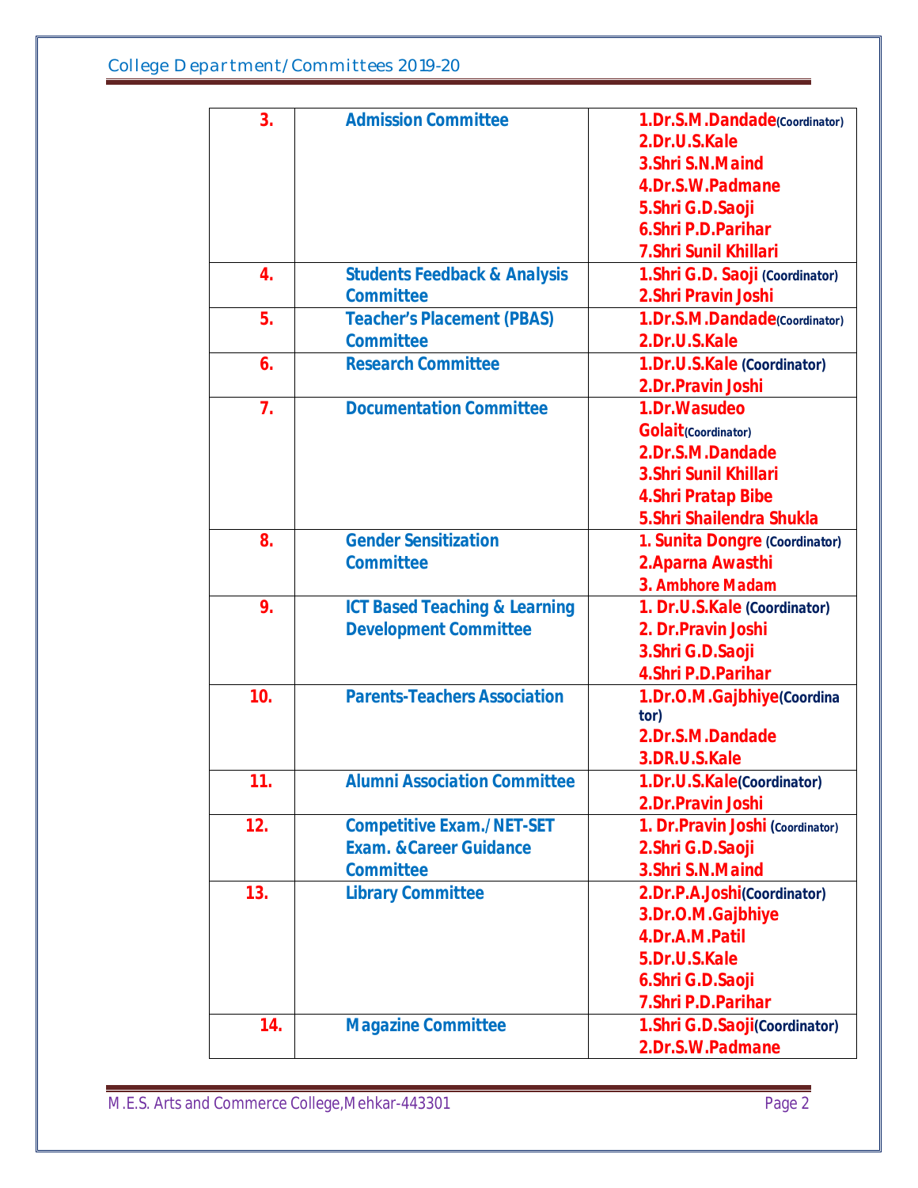| 3. | Admission Committee | 1.Dr.S.M.Dandade(Coordinator)<br>2.Dr.U.S.Kale<br>3.Shri S.N.Maind<br>4.Dr.S.W.Padmane<br>5.Shri G.D.Saoji<br>6.Shri P.D.Parihar<br>7.Shri Sunil Khillari |
|---|---|---|
| 4. | Students Feedback & Analysis Committee | 1.Shri G.D. Saoji (Coordinator)<br>2.Shri Pravin Joshi |
| 5. | Teacher's Placement (PBAS) Committee | 1.Dr.S.M.Dandade(Coordinator)<br>2.Dr.U.S.Kale |
| 6. | Research Committee | 1.Dr.U.S.Kale (Coordinator)<br>2.Dr.Pravin Joshi |
| 7. | Documentation Committee | 1.Dr.Wasudeo Golait(Coordinator)<br>2.Dr.S.M.Dandade<br>3.Shri Sunil Khillari<br>4.Shri Pratap Bibe<br>5.Shri Shailendra Shukla |
| 8. | Gender Sensitization Committee | 1. Sunita Dongre (Coordinator)<br>2.Aparna Awasthi<br>3. Ambhore Madam |
| 9. | ICT Based Teaching & Learning Development Committee | 1. Dr.U.S.Kale (Coordinator)<br>2. Dr.Pravin Joshi<br>3.Shri G.D.Saoji<br>4.Shri P.D.Parihar |
| 10. | Parents-Teachers Association | 1.Dr.O.M.Gajbhiye(Coordinator)<br>2.Dr.S.M.Dandade<br>3.DR.U.S.Kale |
| 11. | Alumni Association Committee | 1.Dr.U.S.Kale(Coordinator)<br>2.Dr.Pravin Joshi |
| 12. | Competitive Exam./NET-SET Exam. &Career Guidance Committee | 1. Dr.Pravin Joshi (Coordinator)<br>2.Shri G.D.Saoji<br>3.Shri S.N.Maind |
| 13. | Library Committee | 2.Dr.P.A.Joshi(Coordinator)<br>3.Dr.O.M.Gajbhiye<br>4.Dr.A.M.Patil<br>5.Dr.U.S.Kale<br>6.Shri G.D.Saoji<br>7.Shri P.D.Parihar |
| 14. | Magazine Committee | 1.Shri G.D.Saoji(Coordinator)<br>2.Dr.S.W.Padmane |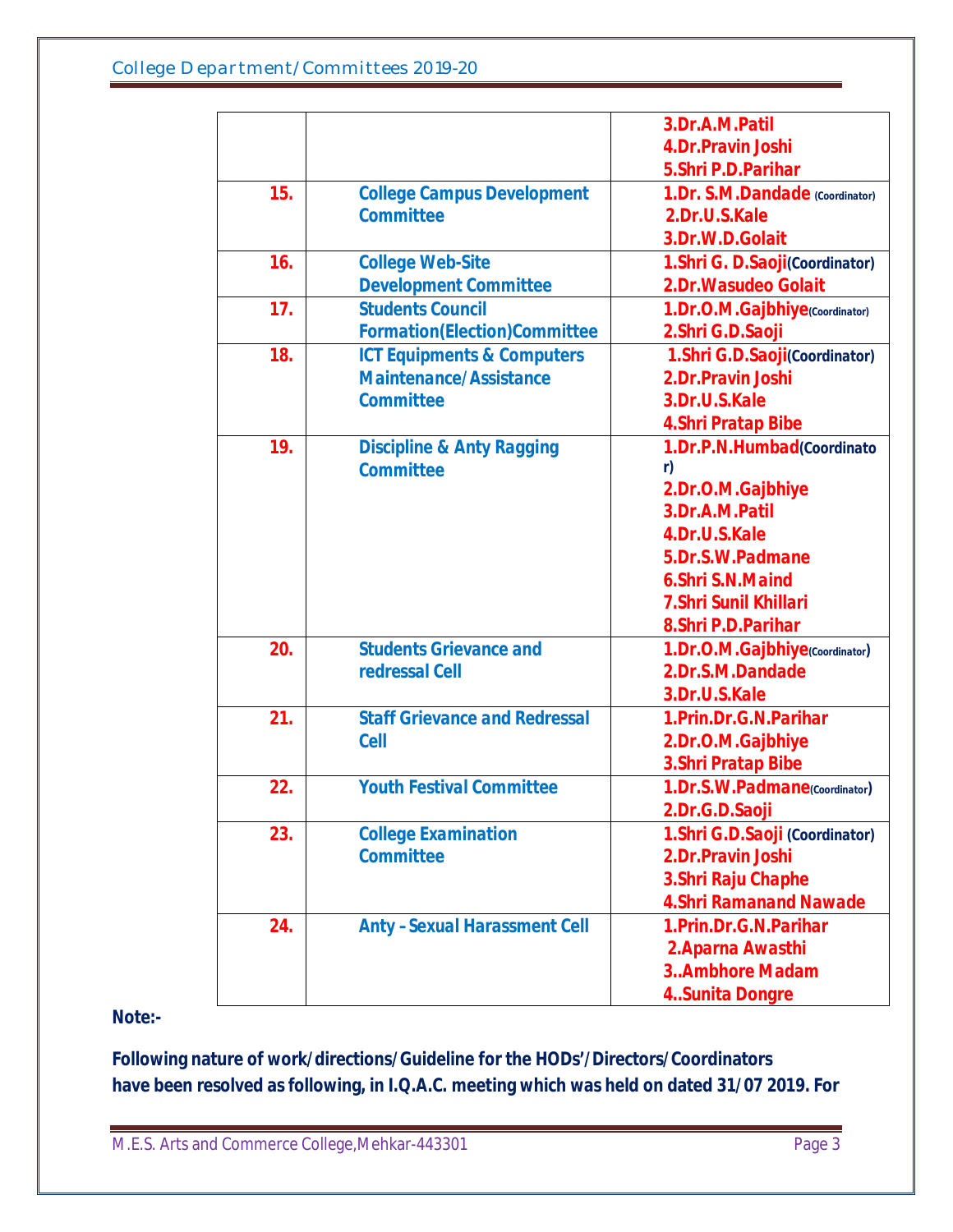| | | |
|---|---|---|
| | | 3.Dr.A.M.Patil<br>4.Dr.Pravin Joshi<br>5.Shri P.D.Parihar |
| 15. | College Campus Development Committee | 1.Dr. S.M.Dandade (Coordinator)<br>2.Dr.U.S.Kale<br>3.Dr.W.D.Golait |
| 16. | College Web-Site Development Committee | 1.Shri G. D.Saoji(Coordinator)<br>2.Dr.Wasudeo Golait |
| 17. | Students Council Formation(Election)Committee | 1.Dr.O.M.Gajbhiye(Coordinator)<br>2.Shri G.D.Saoji |
| 18. | ICT Equipments & Computers Maintenance/Assistance Committee | 1.Shri G.D.Saoji(Coordinator)<br>2.Dr.Pravin Joshi<br>3.Dr.U.S.Kale<br>4.Shri Pratap Bibe |
| 19. | Discipline & Anty Ragging Committee | 1.Dr.P.N.Humbad(Coordinator)<br>2.Dr.O.M.Gajbhiye<br>3.Dr.A.M.Patil<br>4.Dr.U.S.Kale<br>5.Dr.S.W.Padmane<br>6.Shri S.N.Maind<br>7.Shri Sunil Khillari<br>8.Shri P.D.Parihar |
| 20. | Students Grievance and redressal Cell | 1.Dr.O.M.Gajbhiye(Coordinator)<br>2.Dr.S.M.Dandade<br>3.Dr.U.S.Kale |
| 21. | Staff Grievance and Redressal Cell | 1.Prin.Dr.G.N.Parihar<br>2.Dr.O.M.Gajbhiye<br>3.Shri Pratap Bibe |
| 22. | Youth Festival Committee | 1.Dr.S.W.Padmane(Coordinator)<br>2.Dr.G.D.Saoji |
| 23. | College Examination Committee | 1.Shri G.D.Saoji (Coordinator)<br>2.Dr.Pravin Joshi<br>3.Shri Raju Chaphe<br>4.Shri Ramanand Nawade |
| 24. | Anty - Sexual Harassment Cell | 1.Prin.Dr.G.N.Parihar<br>2.Aparna Awasthi<br>3..Ambhore Madam<br>4..Sunita Dongre |

**Note:-**

**Following nature of work/directions/Guideline for the HODs'/Directors/Coordinators have been resolved as following, in I.Q.A.C. meeting which was held on dated 31/07 2019. For**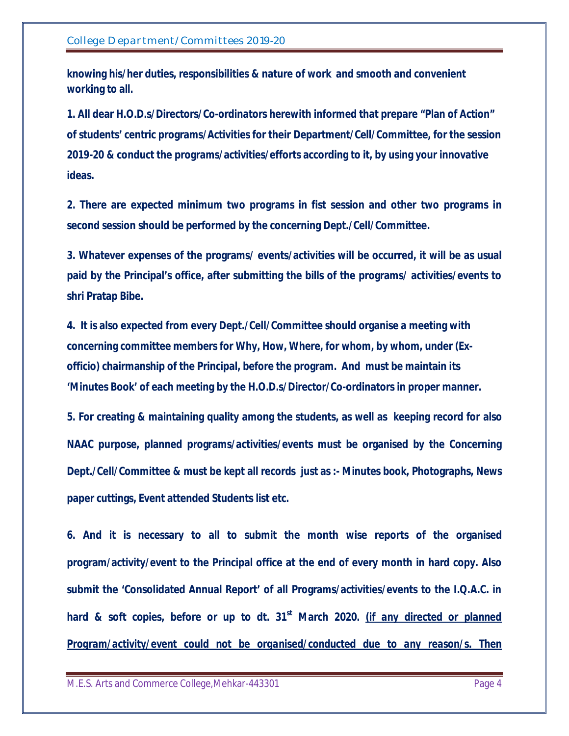**knowing his/her duties, responsibilities & nature of work and smooth and convenient working to all.**

**1. All dear H.O.D.s/Directors/Co-ordinators herewith informed that prepare "Plan of Action" of students' centric programs/Activities for their Department/Cell/Committee, for the session 2019-20 & conduct the programs/activities/efforts according to it, by using your innovative ideas.**

**2. There are expected minimum two programs in fist session and other two programs in second session should be performed by the concerning Dept./Cell/Committee.**

**3. Whatever expenses of the programs/ events/activities will be occurred, it will be as usual paid by the Principal's office, after submitting the bills of the programs/ activities/events to shri Pratap Bibe.**

**4. It is also expected from every Dept./Cell/Committee should organise a meeting with concerning committee members for Why, How, Where, for whom, by whom, under (Ex-officio) chairmanship of the Principal, before the program. And must be maintain its 'Minutes Book' of each meeting by the H.O.D.s/Director/Co-ordinators in proper manner.**

**5. For creating & maintaining quality among the students, as well as keeping record for also NAAC purpose, planned programs/activities/events must be organised by the Concerning Dept./Cell/Committee & must be kept all records just as :- Minutes book, Photographs, News paper cuttings, Event attended Students list etc.**

**6. And it is necessary to all to submit the month wise reports of the organised program/activity/event to the Principal office at the end of every month in hard copy. Also submit the 'Consolidated Annual Report' of all Programs/activities/events to the I.Q.A.C. in hard & soft copies, before or up to dt. 31st March 2020. *(if any directed or planned Program/activity/event could not be organised/conducted due to any reason/s. Then***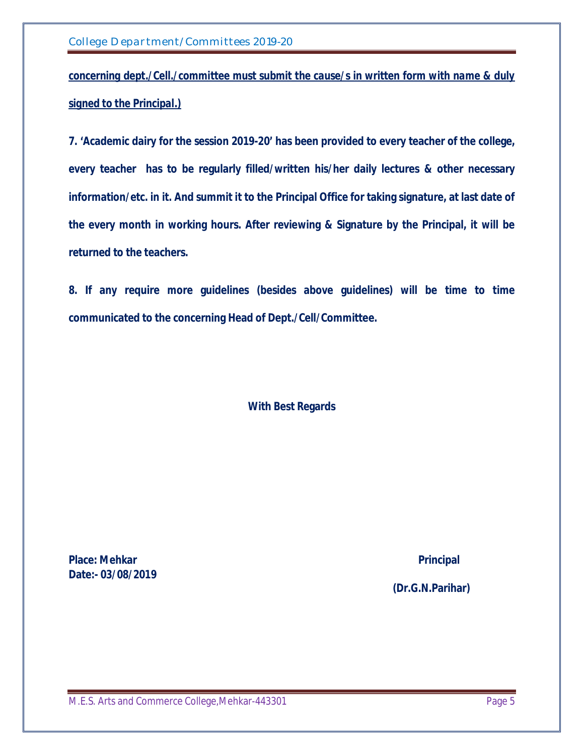**concerning dept./Cell./committee must submit the cause/s in written form with name & duly signed to the Principal.)**

**7. 'Academic dairy for the session 2019-20' has been provided to every teacher of the college, every teacher has to be regularly filled/written his/her daily lectures & other necessary information/etc. in it. And summit it to the Principal Office for taking signature, at last date of the every month in working hours. After reviewing & Signature by the Principal, it will be returned to the teachers.**

**8. If any require more guidelines (besides above guidelines) will be time to time communicated to the concerning Head of Dept./Cell/Committee.**

**With Best Regards**

**Place: Mehkar**
**Date:- 03/08/2019**

**Principal**

**(Dr.G.N.Parihar)**